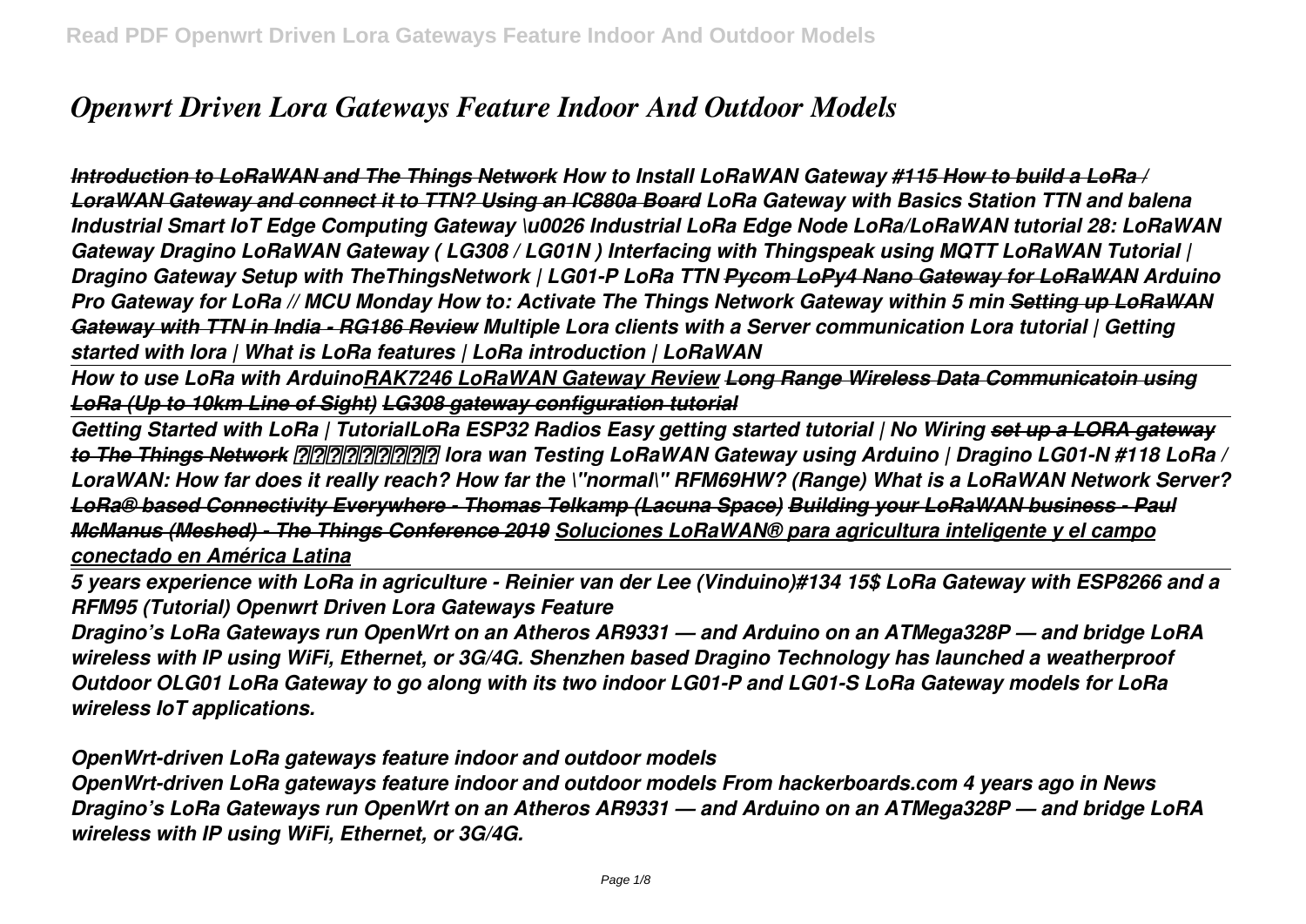# *Openwrt Driven Lora Gateways Feature Indoor And Outdoor Models*

***Introduction to LoRaWAN and The Things Network*** ***How to Install LoRaWAN Gateway*** ***#115 How to build a LoRa / LoraWAN Gateway and connect it to TTN? Using an IC880a Board*** ***LoRa Gateway with Basics Station TTN and balena*** ***Industrial Smart IoT Edge Computing Gateway \u0026 Industrial LoRa Edge Node*** ***LoRa/LoRaWAN tutorial 28: LoRaWAN Gateway*** ***Dragino LoRaWAN Gateway ( LG308 / LG01N ) Interfacing with Thingspeak using MQTT*** ***LoRaWAN Tutorial | Dragino Gateway Setup with TheThingsNetwork | LG01-P LoRa TTN*** ***Pycom LoPy4 Nano Gateway for LoRaWAN*** ***Arduino Pro Gateway for LoRa // MCU Monday*** ***How to: Activate The Things Network Gateway within 5 min*** ***Setting up LoRaWAN Gateway with TTN in India - RG186 Review*** ***Multiple Lora clients with a Server communication*** ***Lora tutorial | Getting started with lora | What is LoRa features | LoRa introduction | LoRaWAN***

***How to use LoRa with Arduino*** ***RAK7246 LoRaWAN Gateway Review*** ***Long Range Wireless Data Communicatoin using LoRa (Up to 10km Line of Sight)*** ***LG308 gateway configuration tutorial***

***Getting Started with LoRa | Tutorial*** ***LoRa ESP32 Radios Easy getting started tutorial | No Wiring*** ***set up a LORA gateway to The Things Network*** ***??????????? lora wan*** ***Testing LoRaWAN Gateway using Arduino | Dragino LG01-N*** ***#118 LoRa / LoraWAN: How far does it really reach? How far the \"normal\" RFM69HW? (Range)*** ***What is a LoRaWAN Network Server?*** ***LoRa® based Connectivity Everywhere - Thomas Telkamp (Lacuna Space)*** ***Building your LoRaWAN business - Paul McManus (Meshed) - The Things Conference 2019*** ***Soluciones LoRaWAN® para agricultura inteligente y el campo conectado en América Latina***

***5 years experience with LoRa in agriculture - Reinier van der Lee (Vinduino)*** ***#134 15$ LoRa Gateway with ESP8266 and a RFM95 (Tutorial)*** ***Openwrt Driven Lora Gateways Feature***

***Dragino's LoRa Gateways run OpenWrt on an Atheros AR9331 — and Arduino on an ATMega328P — and bridge LoRA wireless with IP using WiFi, Ethernet, or 3G/4G. Shenzhen based Dragino Technology has launched a weatherproof Outdoor OLG01 LoRa Gateway to go along with its two indoor LG01-P and LG01-S LoRa Gateway models for LoRa wireless IoT applications.***

***OpenWrt-driven LoRa gateways feature indoor and outdoor models***

***OpenWrt-driven LoRa gateways feature indoor and outdoor models From hackerboards.com 4 years ago in News Dragino's LoRa Gateways run OpenWrt on an Atheros AR9331 — and Arduino on an ATMega328P — and bridge LoRA wireless with IP using WiFi, Ethernet, or 3G/4G.***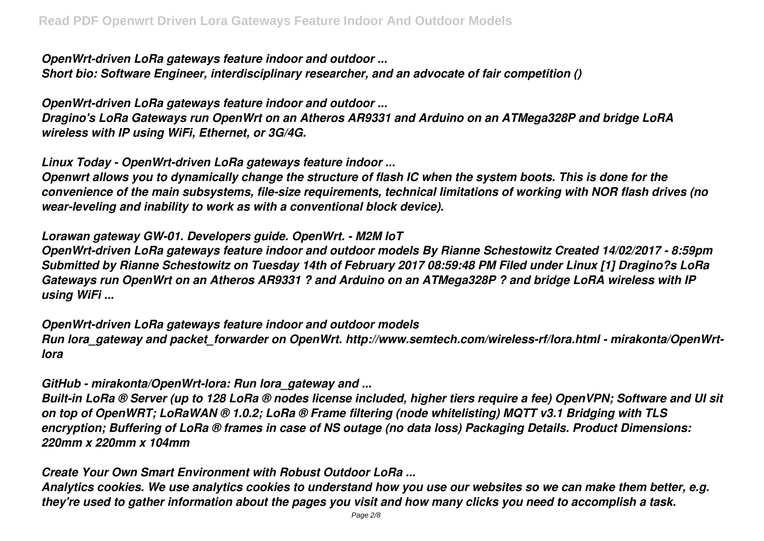*OpenWrt-driven LoRa gateways feature indoor and outdoor ...*

*Short bio: Software Engineer, interdisciplinary researcher, and an advocate of fair competition ()*

*OpenWrt-driven LoRa gateways feature indoor and outdoor ...*

*Dragino's LoRa Gateways run OpenWrt on an Atheros AR9331 and Arduino on an ATMega328P and bridge LoRA wireless with IP using WiFi, Ethernet, or 3G/4G.*

*Linux Today - OpenWrt-driven LoRa gateways feature indoor ...*

*Openwrt allows you to dynamically change the structure of flash IC when the system boots. This is done for the convenience of the main subsystems, file-size requirements, technical limitations of working with NOR flash drives (no wear-leveling and inability to work as with a conventional block device).*

*Lorawan gateway GW-01. Developers guide. OpenWrt. - M2M IoT*

*OpenWrt-driven LoRa gateways feature indoor and outdoor models By Rianne Schestowitz Created 14/02/2017 - 8:59pm Submitted by Rianne Schestowitz on Tuesday 14th of February 2017 08:59:48 PM Filed under Linux [1] Dragino?s LoRa Gateways run OpenWrt on an Atheros AR9331 ? and Arduino on an ATMega328P ? and bridge LoRA wireless with IP using WiFi ...*

*OpenWrt-driven LoRa gateways feature indoor and outdoor models*

*Run lora_gateway and packet_forwarder on OpenWrt. http://www.semtech.com/wireless-rf/lora.html - mirakonta/OpenWrt-lora*

*GitHub - mirakonta/OpenWrt-lora: Run lora_gateway and ...*

*Built-in LoRa ® Server (up to 128 LoRa ® nodes license included, higher tiers require a fee) OpenVPN; Software and UI sit on top of OpenWRT; LoRaWAN ® 1.0.2; LoRa ® Frame filtering (node whitelisting) MQTT v3.1 Bridging with TLS encryption; Buffering of LoRa ® frames in case of NS outage (no data loss) Packaging Details. Product Dimensions: 220mm x 220mm x 104mm*

*Create Your Own Smart Environment with Robust Outdoor LoRa ...*

*Analytics cookies. We use analytics cookies to understand how you use our websites so we can make them better, e.g. they're used to gather information about the pages you visit and how many clicks you need to accomplish a task.*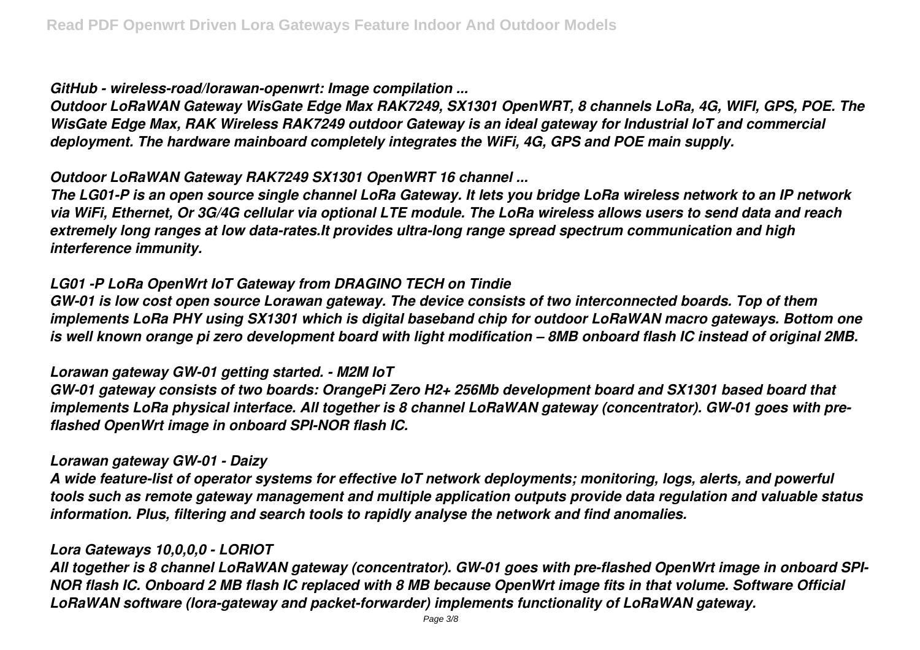*GitHub - wireless-road/lorawan-openwrt: Image compilation ...*

*Outdoor LoRaWAN Gateway WisGate Edge Max RAK7249, SX1301 OpenWRT, 8 channels LoRa, 4G, WIFI, GPS, POE. The WisGate Edge Max, RAK Wireless RAK7249 outdoor Gateway is an ideal gateway for Industrial IoT and commercial deployment. The hardware mainboard completely integrates the WiFi, 4G, GPS and POE main supply.*

*Outdoor LoRaWAN Gateway RAK7249 SX1301 OpenWRT 16 channel ...*

*The LG01-P is an open source single channel LoRa Gateway. It lets you bridge LoRa wireless network to an IP network via WiFi, Ethernet, Or 3G/4G cellular via optional LTE module. The LoRa wireless allows users to send data and reach extremely long ranges at low data-rates.It provides ultra-long range spread spectrum communication and high interference immunity.*

*LG01 -P LoRa OpenWrt IoT Gateway from DRAGINO TECH on Tindie*

*GW-01 is low cost open source Lorawan gateway. The device consists of two interconnected boards. Top of them implements LoRa PHY using SX1301 which is digital baseband chip for outdoor LoRaWAN macro gateways. Bottom one is well known orange pi zero development board with light modification – 8MB onboard flash IC instead of original 2MB.*

*Lorawan gateway GW-01 getting started. - M2M IoT*

*GW-01 gateway consists of two boards: OrangePi Zero H2+ 256Mb development board and SX1301 based board that implements LoRa physical interface. All together is 8 channel LoRaWAN gateway (concentrator). GW-01 goes with pre-flashed OpenWrt image in onboard SPI-NOR flash IC.*

*Lorawan gateway GW-01 - Daizy*

*A wide feature-list of operator systems for effective IoT network deployments; monitoring, logs, alerts, and powerful tools such as remote gateway management and multiple application outputs provide data regulation and valuable status information. Plus, filtering and search tools to rapidly analyse the network and find anomalies.*

*Lora Gateways 10,0,0,0 - LORIOT*

*All together is 8 channel LoRaWAN gateway (concentrator). GW-01 goes with pre-flashed OpenWrt image in onboard SPI-NOR flash IC. Onboard 2 MB flash IC replaced with 8 MB because OpenWrt image fits in that volume. Software Official LoRaWAN software (lora-gateway and packet-forwarder) implements functionality of LoRaWAN gateway.*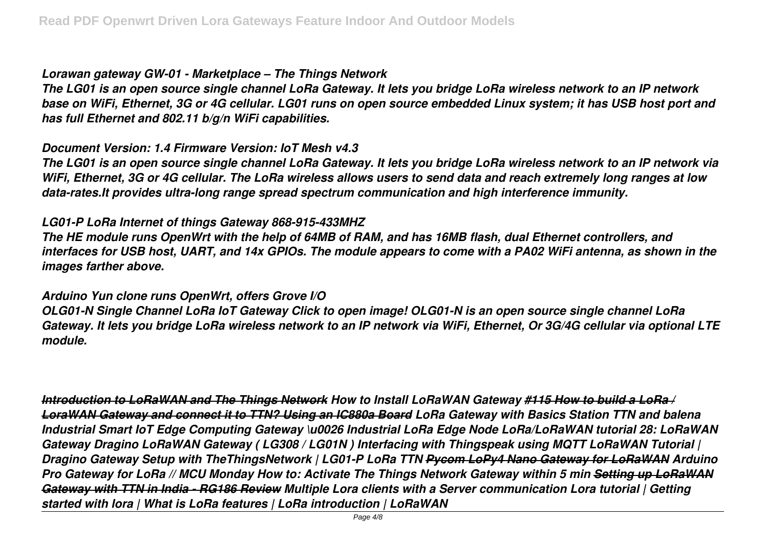*Lorawan gateway GW-01 - Marketplace – The Things Network*

*The LG01 is an open source single channel LoRa Gateway. It lets you bridge LoRa wireless network to an IP network base on WiFi, Ethernet, 3G or 4G cellular. LG01 runs on open source embedded Linux system; it has USB host port and has full Ethernet and 802.11 b/g/n WiFi capabilities.*

*Document Version: 1.4 Firmware Version: IoT Mesh v4.3*

*The LG01 is an open source single channel LoRa Gateway. It lets you bridge LoRa wireless network to an IP network via WiFi, Ethernet, 3G or 4G cellular. The LoRa wireless allows users to send data and reach extremely long ranges at low data-rates.It provides ultra-long range spread spectrum communication and high interference immunity.*

*LG01-P LoRa Internet of things Gateway 868-915-433MHZ*

*The HE module runs OpenWrt with the help of 64MB of RAM, and has 16MB flash, dual Ethernet controllers, and interfaces for USB host, UART, and 14x GPIOs. The module appears to come with a PA02 WiFi antenna, as shown in the images farther above.*

*Arduino Yun clone runs OpenWrt, offers Grove I/O*

*OLG01-N Single Channel LoRa IoT Gateway Click to open image! OLG01-N is an open source single channel LoRa Gateway. It lets you bridge LoRa wireless network to an IP network via WiFi, Ethernet, Or 3G/4G cellular via optional LTE module.*

*Introduction to LoRaWAN and The Things Network How to Install LoRaWAN Gateway #115 How to build a LoRa / LoraWAN Gateway and connect it to TTN? Using an IC880a Board LoRa Gateway with Basics Station TTN and balena Industrial Smart IoT Edge Computing Gateway \u0026 Industrial LoRa Edge Node LoRa/LoRaWAN tutorial 28: LoRaWAN Gateway Dragino LoRaWAN Gateway ( LG308 / LG01N ) Interfacing with Thingspeak using MQTT LoRaWAN Tutorial | Dragino Gateway Setup with TheThingsNetwork | LG01-P LoRa TTN Pycom LoPy4 Nano Gateway for LoRaWAN Arduino Pro Gateway for LoRa // MCU Monday How to: Activate The Things Network Gateway within 5 min Setting up LoRaWAN Gateway with TTN in India - RG186 Review Multiple Lora clients with a Server communication Lora tutorial | Getting started with lora | What is LoRa features | LoRa introduction | LoRaWAN*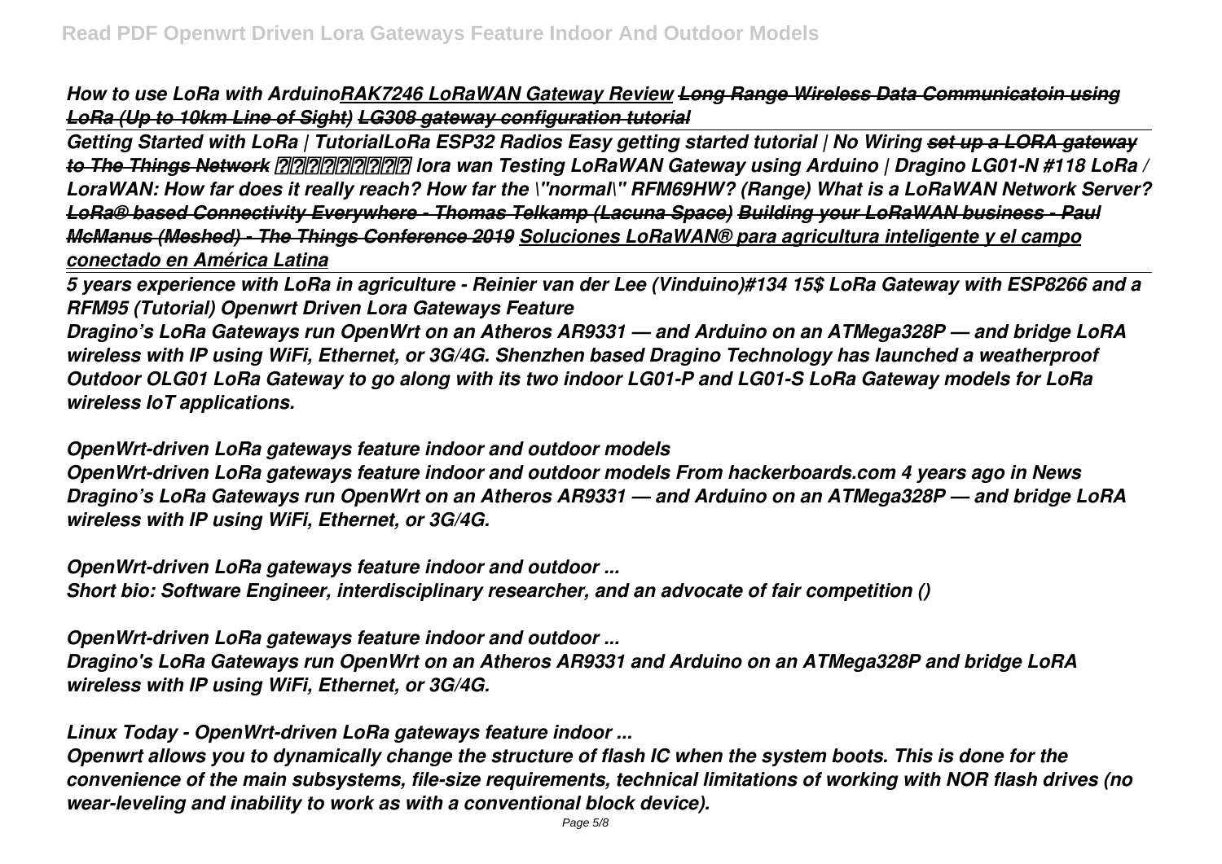*How to use LoRa with Arduino**RAK7246 LoRaWAN Gateway Review** ~~**Long Range Wireless Data Communicatoin using LoRa (Up to 10km Line of Sight)**~~ ~~**LG308 gateway configuration tutorial**~~*

---

*Getting Started with LoRa | TutorialLoRa ESP32 Radios Easy getting started tutorial | No Wiring ~~**set up a LORA gateway to The Things Network**~~ **??????????** lora wan Testing LoRaWAN Gateway using Arduino | Dragino LG01-N #118 LoRa / LoraWAN: How far does it really reach? How far the \"normal\" RFM69HW? (Range) What is a LoRaWAN Network Server? ~~**LoRa® based Connectivity Everywhere - Thomas Telkamp (Lacuna Space)**~~ ~~**Building your LoRaWAN business - Paul McManus (Meshed) - The Things Conference 2019**~~ **Soluciones LoRaWAN® para agricultura inteligente y el campo conectado en América Latina***

---

*5 years experience with LoRa in agriculture - Reinier van der Lee (Vinduino)#134 15$ LoRa Gateway with ESP8266 and a RFM95 (Tutorial) Openwrt Driven Lora Gateways Feature*

*Dragino's LoRa Gateways run OpenWrt on an Atheros AR9331 — and Arduino on an ATMega328P — and bridge LoRA wireless with IP using WiFi, Ethernet, or 3G/4G. Shenzhen based Dragino Technology has launched a weatherproof Outdoor OLG01 LoRa Gateway to go along with its two indoor LG01-P and LG01-S LoRa Gateway models for LoRa wireless IoT applications.*

*OpenWrt-driven LoRa gateways feature indoor and outdoor models*

*OpenWrt-driven LoRa gateways feature indoor and outdoor models From hackerboards.com 4 years ago in News Dragino's LoRa Gateways run OpenWrt on an Atheros AR9331 — and Arduino on an ATMega328P — and bridge LoRA wireless with IP using WiFi, Ethernet, or 3G/4G.*

*OpenWrt-driven LoRa gateways feature indoor and outdoor ...*

*Short bio: Software Engineer, interdisciplinary researcher, and an advocate of fair competition ()*

*OpenWrt-driven LoRa gateways feature indoor and outdoor ...*

*Dragino's LoRa Gateways run OpenWrt on an Atheros AR9331 and Arduino on an ATMega328P and bridge LoRA wireless with IP using WiFi, Ethernet, or 3G/4G.*

*Linux Today - OpenWrt-driven LoRa gateways feature indoor ...*

*Openwrt allows you to dynamically change the structure of flash IC when the system boots. This is done for the convenience of the main subsystems, file-size requirements, technical limitations of working with NOR flash drives (no wear-leveling and inability to work as with a conventional block device).*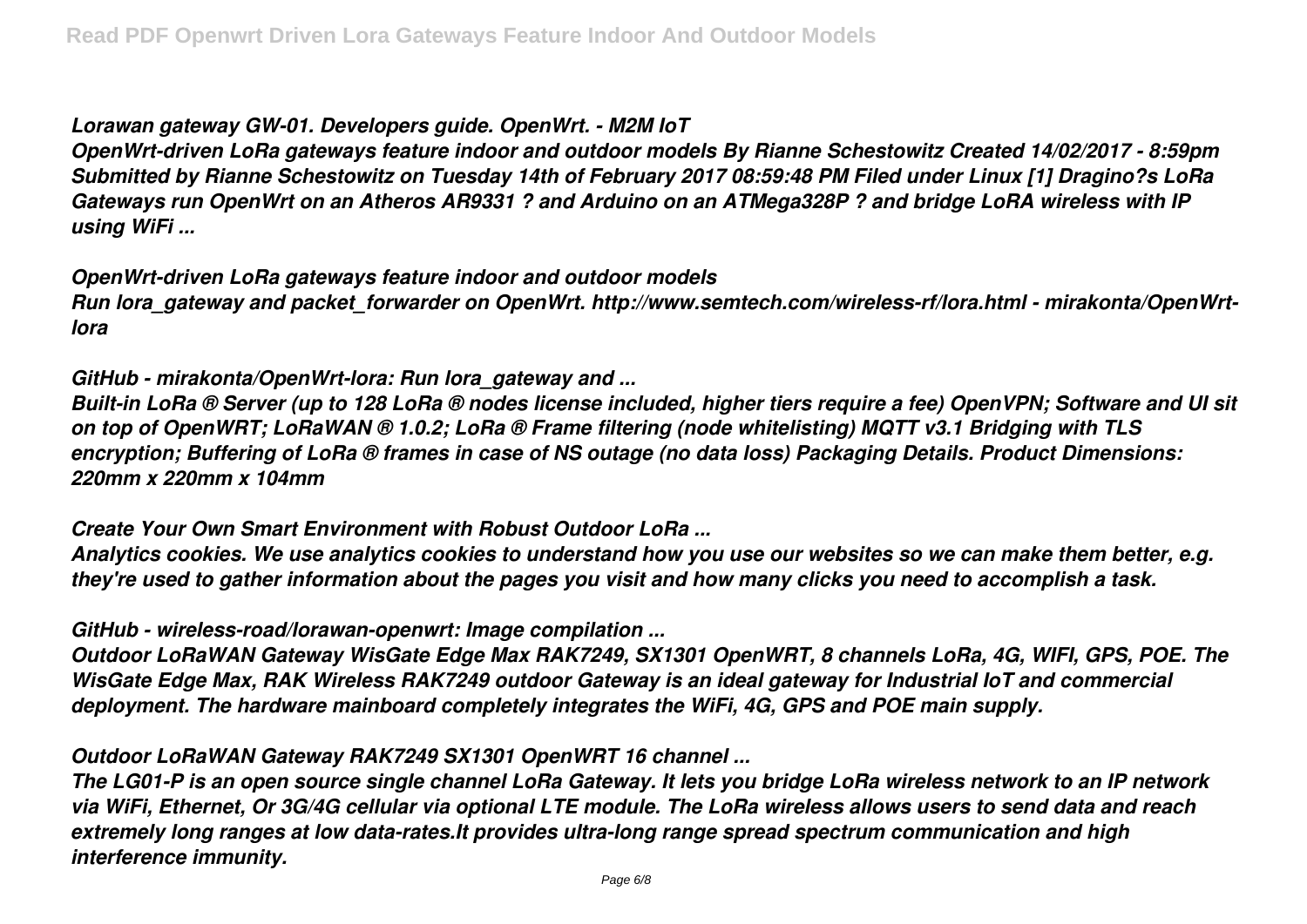*Lorawan gateway GW-01. Developers guide. OpenWrt. - M2M IoT*

*OpenWrt-driven LoRa gateways feature indoor and outdoor models By Rianne Schestowitz Created 14/02/2017 - 8:59pm Submitted by Rianne Schestowitz on Tuesday 14th of February 2017 08:59:48 PM Filed under Linux [1] Dragino?s LoRa Gateways run OpenWrt on an Atheros AR9331 ? and Arduino on an ATMega328P ? and bridge LoRA wireless with IP using WiFi ...*

*OpenWrt-driven LoRa gateways feature indoor and outdoor models*

*Run lora_gateway and packet_forwarder on OpenWrt. http://www.semtech.com/wireless-rf/lora.html - mirakonta/OpenWrt-lora*

*GitHub - mirakonta/OpenWrt-lora: Run lora_gateway and ...*

*Built-in LoRa ® Server (up to 128 LoRa ® nodes license included, higher tiers require a fee) OpenVPN; Software and UI sit on top of OpenWRT; LoRaWAN ® 1.0.2; LoRa ® Frame filtering (node whitelisting) MQTT v3.1 Bridging with TLS encryption; Buffering of LoRa ® frames in case of NS outage (no data loss) Packaging Details. Product Dimensions: 220mm x 220mm x 104mm*

*Create Your Own Smart Environment with Robust Outdoor LoRa ...*

*Analytics cookies. We use analytics cookies to understand how you use our websites so we can make them better, e.g. they're used to gather information about the pages you visit and how many clicks you need to accomplish a task.*

*GitHub - wireless-road/lorawan-openwrt: Image compilation ...*

*Outdoor LoRaWAN Gateway WisGate Edge Max RAK7249, SX1301 OpenWRT, 8 channels LoRa, 4G, WIFI, GPS, POE. The WisGate Edge Max, RAK Wireless RAK7249 outdoor Gateway is an ideal gateway for Industrial IoT and commercial deployment. The hardware mainboard completely integrates the WiFi, 4G, GPS and POE main supply.*

*Outdoor LoRaWAN Gateway RAK7249 SX1301 OpenWRT 16 channel ...*

*The LG01-P is an open source single channel LoRa Gateway. It lets you bridge LoRa wireless network to an IP network via WiFi, Ethernet, Or 3G/4G cellular via optional LTE module. The LoRa wireless allows users to send data and reach extremely long ranges at low data-rates.It provides ultra-long range spread spectrum communication and high interference immunity.*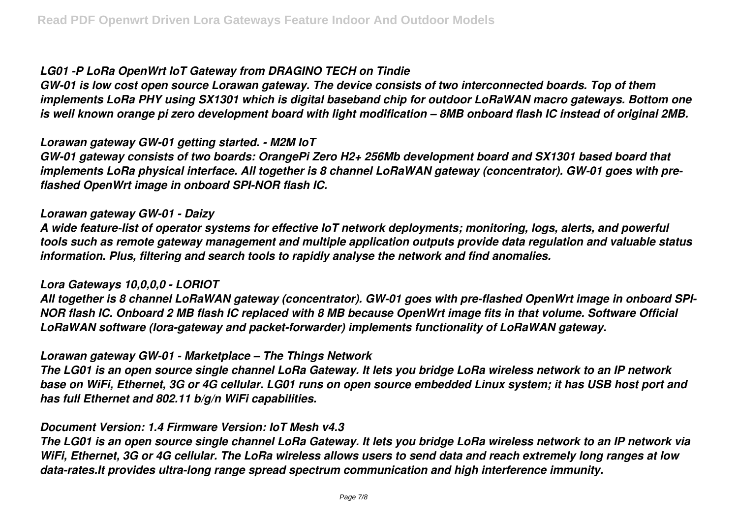*LG01 -P LoRa OpenWrt IoT Gateway from DRAGINO TECH on Tindie*

*GW-01 is low cost open source Lorawan gateway. The device consists of two interconnected boards. Top of them implements LoRa PHY using SX1301 which is digital baseband chip for outdoor LoRaWAN macro gateways. Bottom one is well known orange pi zero development board with light modification – 8MB onboard flash IC instead of original 2MB.*

*Lorawan gateway GW-01 getting started. - M2M IoT*

*GW-01 gateway consists of two boards: OrangePi Zero H2+ 256Mb development board and SX1301 based board that implements LoRa physical interface. All together is 8 channel LoRaWAN gateway (concentrator). GW-01 goes with pre-flashed OpenWrt image in onboard SPI-NOR flash IC.*

*Lorawan gateway GW-01 - Daizy*

*A wide feature-list of operator systems for effective IoT network deployments; monitoring, logs, alerts, and powerful tools such as remote gateway management and multiple application outputs provide data regulation and valuable status information. Plus, filtering and search tools to rapidly analyse the network and find anomalies.*

*Lora Gateways 10,0,0,0 - LORIOT*

*All together is 8 channel LoRaWAN gateway (concentrator). GW-01 goes with pre-flashed OpenWrt image in onboard SPI-NOR flash IC. Onboard 2 MB flash IC replaced with 8 MB because OpenWrt image fits in that volume. Software Official LoRaWAN software (lora-gateway and packet-forwarder) implements functionality of LoRaWAN gateway.*

*Lorawan gateway GW-01 - Marketplace – The Things Network*

*The LG01 is an open source single channel LoRa Gateway. It lets you bridge LoRa wireless network to an IP network base on WiFi, Ethernet, 3G or 4G cellular. LG01 runs on open source embedded Linux system; it has USB host port and has full Ethernet and 802.11 b/g/n WiFi capabilities.*

*Document Version: 1.4 Firmware Version: IoT Mesh v4.3*

*The LG01 is an open source single channel LoRa Gateway. It lets you bridge LoRa wireless network to an IP network via WiFi, Ethernet, 3G or 4G cellular. The LoRa wireless allows users to send data and reach extremely long ranges at low data-rates.It provides ultra-long range spread spectrum communication and high interference immunity.*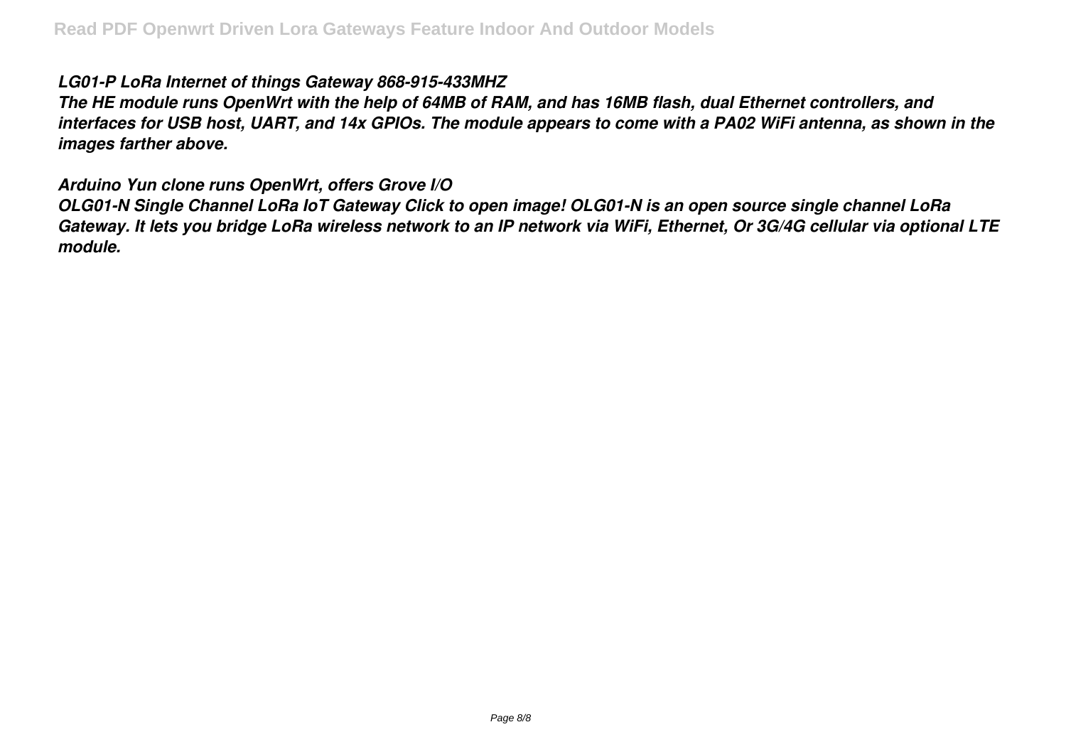***LG01-P LoRa Internet of things Gateway 868-915-433MHZ***
***The HE module runs OpenWrt with the help of 64MB of RAM, and has 16MB flash, dual Ethernet controllers, and interfaces for USB host, UART, and 14x GPIOs. The module appears to come with a PA02 WiFi antenna, as shown in the images farther above.***

***Arduino Yun clone runs OpenWrt, offers Grove I/O***
***OLG01-N Single Channel LoRa IoT Gateway Click to open image! OLG01-N is an open source single channel LoRa Gateway. It lets you bridge LoRa wireless network to an IP network via WiFi, Ethernet, Or 3G/4G cellular via optional LTE module.***